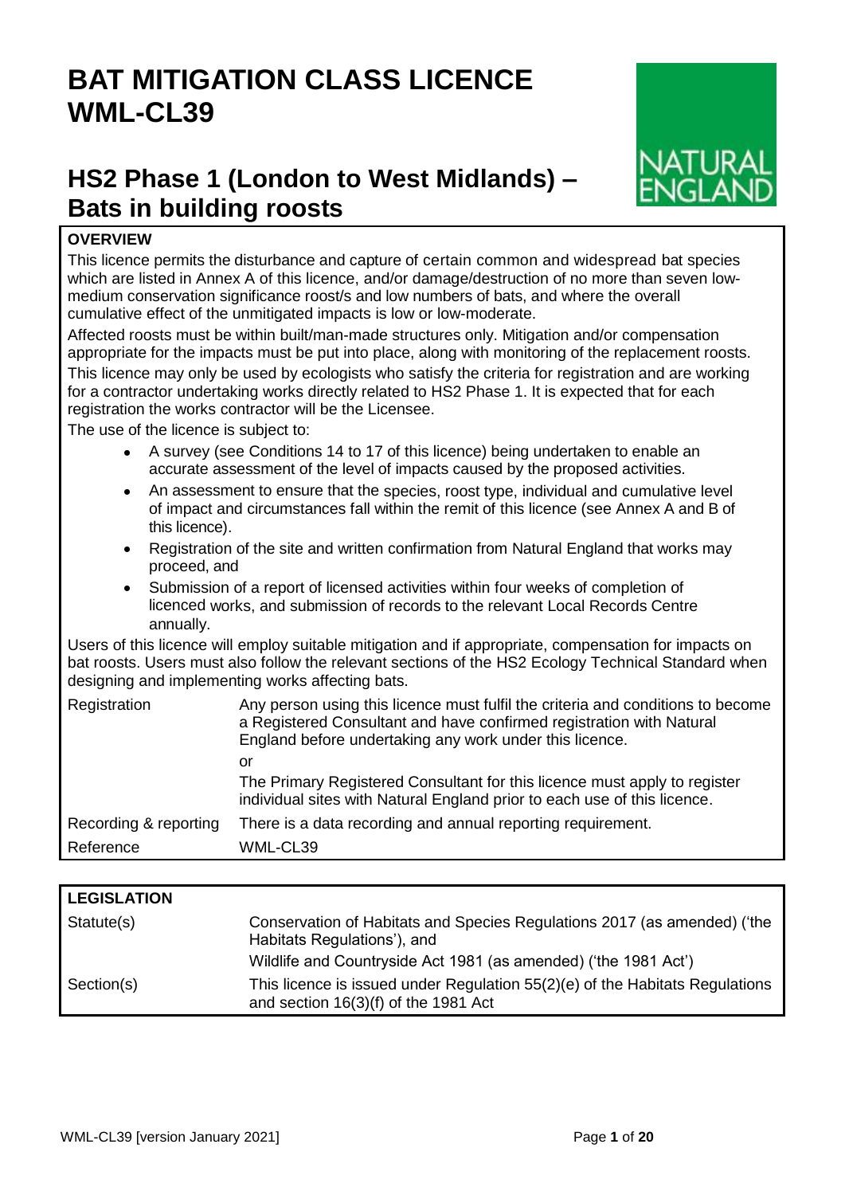# BAT MITIGATION CLASS LICENCE WML-CL39

## HS2 Phase 1 (London to West Midlands) – Bats in building roosts

**OVERVIEW**

This licence permits the disturbance and capture of certain common and widespread bat species which are listed in Annex A of this licence, and/or damage/destruction of no more than seven low-medium conservation significance roost/s and low numbers of bats, and where the overall cumulative effect of the unmitigated impacts is low or low-moderate.

Affected roosts must be within built/man-made structures only. Mitigation and/or compensation appropriate for the impacts must be put into place, along with monitoring of the replacement roosts.

This licence may only be used by ecologists who satisfy the criteria for registration and are working for a contractor undertaking works directly related to HS2 Phase 1. It is expected that for each registration the works contractor will be the Licensee.

The use of the licence is subject to:

- A survey (see Conditions 14 to 17 of this licence) being undertaken to enable an accurate assessment of the level of impacts caused by the proposed activities.
- An assessment to ensure that the species, roost type, individual and cumulative level of impact and circumstances fall within the remit of this licence (see Annex A and B of this licence).
- Registration of the site and written confirmation from Natural England that works may proceed, and
- Submission of a report of licensed activities within four weeks of completion of licenced works, and submission of records to the relevant Local Records Centre annually.

Users of this licence will employ suitable mitigation and if appropriate, compensation for impacts on bat roosts. Users must also follow the relevant sections of the HS2 Ecology Technical Standard when designing and implementing works affecting bats.

| | |
|---|---|
| Registration | Any person using this licence must fulfil the criteria and conditions to become a Registered Consultant and have confirmed registration with Natural England before undertaking any work under this licence.<br>or<br>The Primary Registered Consultant for this licence must apply to register individual sites with Natural England prior to each use of this licence. |
| Recording & reporting | There is a data recording and annual reporting requirement. |
| Reference | WML-CL39 |

| **LEGISLATION** | |
|---|---|
| Statute(s) | Conservation of Habitats and Species Regulations 2017 (as amended) ('the Habitats Regulations'), and<br>Wildlife and Countryside Act 1981 (as amended) ('the 1981 Act') |
| Section(s) | This licence is issued under Regulation 55(2)(e) of the Habitats Regulations and section 16(3)(f) of the 1981 Act |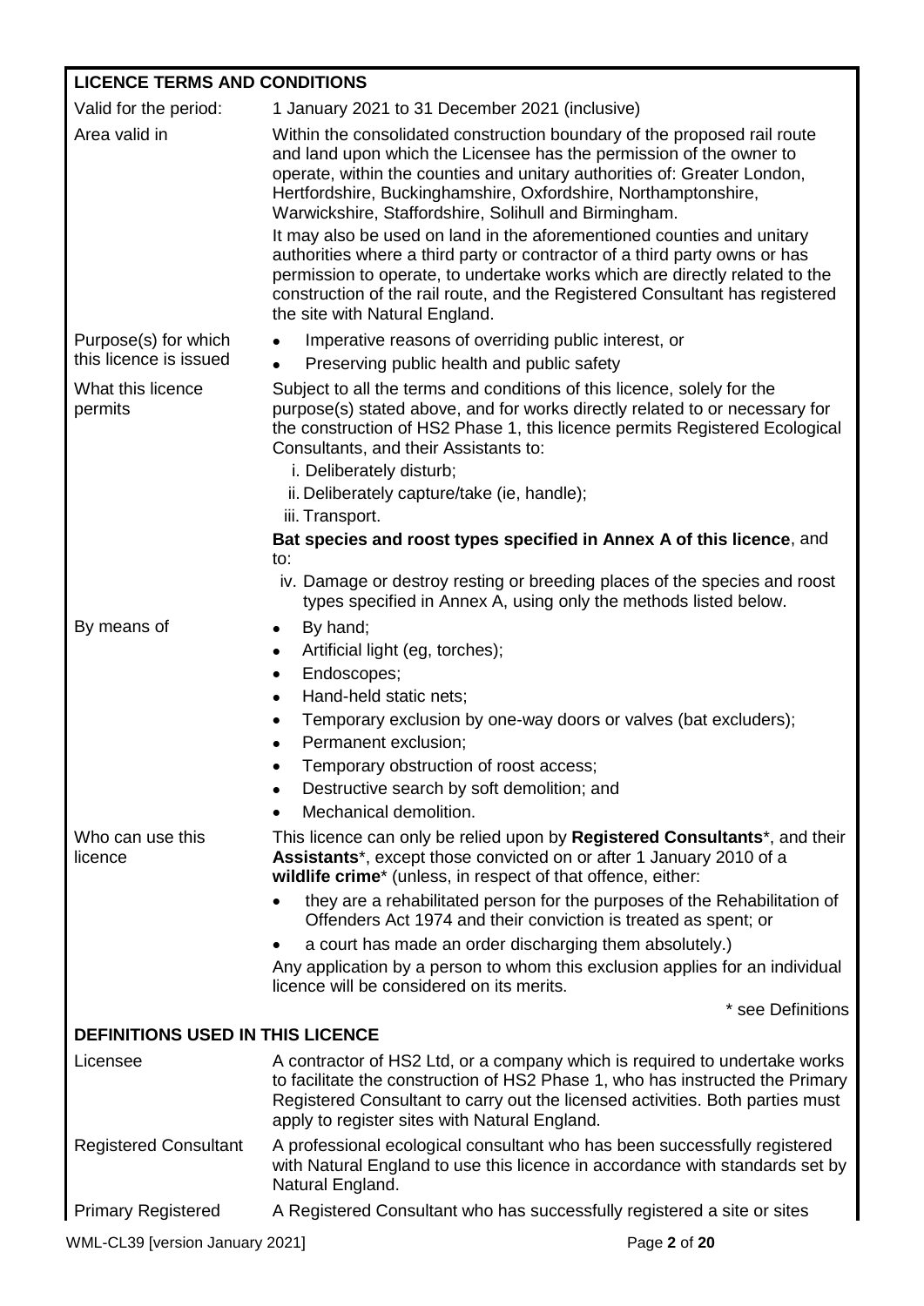## LICENCE TERMS AND CONDITIONS

| | |
|---|---|
| Valid for the period: | 1 January 2021 to 31 December 2021 (inclusive) |
| Area valid in | Within the consolidated construction boundary of the proposed rail route and land upon which the Licensee has the permission of the owner to operate, within the counties and unitary authorities of: Greater London, Hertfordshire, Buckinghamshire, Oxfordshire, Northamptonshire, Warwickshire, Staffordshire, Solihull and Birmingham.<br><br>It may also be used on land in the aforementioned counties and unitary authorities where a third party or contractor of a third party owns or has permission to operate, to undertake works which are directly related to the construction of the rail route, and the Registered Consultant has registered the site with Natural England. |
| Purpose(s) for which this licence is issued | • Imperative reasons of overriding public interest, or<br>• Preserving public health and public safety |
| What this licence permits | Subject to all the terms and conditions of this licence, solely for the purpose(s) stated above, and for works directly related to or necessary for the construction of HS2 Phase 1, this licence permits Registered Ecological Consultants, and their Assistants to:<br>i. Deliberately disturb;<br>ii. Deliberately capture/take (ie, handle);<br>iii. Transport.<br>**Bat species and roost types specified in Annex A of this licence**, and to:<br>iv. Damage or destroy resting or breeding places of the species and roost types specified in Annex A, using only the methods listed below. |
| By means of | • By hand;<br>• Artificial light (eg, torches);<br>• Endoscopes;<br>• Hand-held static nets;<br>• Temporary exclusion by one-way doors or valves (bat excluders);<br>• Permanent exclusion;<br>• Temporary obstruction of roost access;<br>• Destructive search by soft demolition; and<br>• Mechanical demolition. |
| Who can use this licence | This licence can only be relied upon by **Registered Consultants***, and their **Assistants***, except those convicted on or after 1 January 2010 of a **wildlife crime*** (unless, in respect of that offence, either:<br>• they are a rehabilitated person for the purposes of the Rehabilitation of Offenders Act 1974 and their conviction is treated as spent; or<br>• a court has made an order discharging them absolutely.)<br>Any application by a person to whom this exclusion applies for an individual licence will be considered on its merits.<br><br>* see Definitions |

## DEFINITIONS USED IN THIS LICENCE

| | |
|---|---|
| Licensee | A contractor of HS2 Ltd, or a company which is required to undertake works to facilitate the construction of HS2 Phase 1, who has instructed the Primary Registered Consultant to carry out the licensed activities. Both parties must apply to register sites with Natural England. |
| Registered Consultant | A professional ecological consultant who has been successfully registered with Natural England to use this licence in accordance with standards set by Natural England. |
| Primary Registered | A Registered Consultant who has successfully registered a site or sites |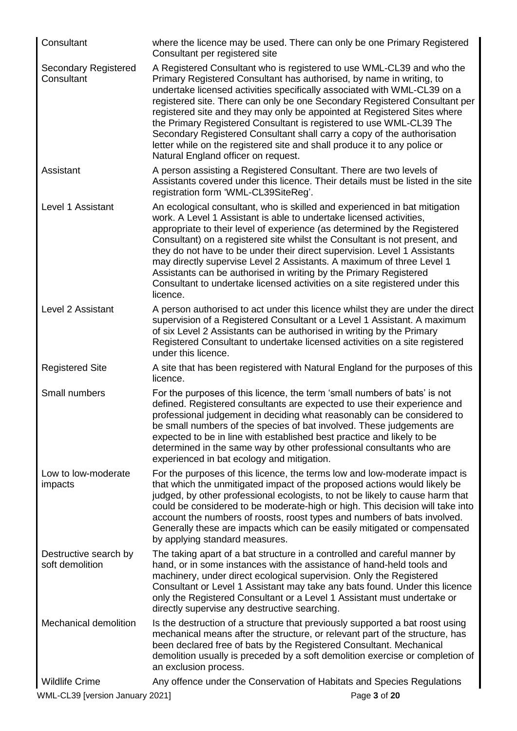| | |
|---|---|
| Consultant | where the licence may be used. There can only be one Primary Registered Consultant per registered site |
| Secondary Registered Consultant | A Registered Consultant who is registered to use WML-CL39 and who the Primary Registered Consultant has authorised, by name in writing, to undertake licensed activities specifically associated with WML-CL39 on a registered site. There can only be one Secondary Registered Consultant per registered site and they may only be appointed at Registered Sites where the Primary Registered Consultant is registered to use WML-CL39 The Secondary Registered Consultant shall carry a copy of the authorisation letter while on the registered site and shall produce it to any police or Natural England officer on request. |
| Assistant | A person assisting a Registered Consultant. There are two levels of Assistants covered under this licence. Their details must be listed in the site registration form 'WML-CL39SiteReg'. |
| Level 1 Assistant | An ecological consultant, who is skilled and experienced in bat mitigation work. A Level 1 Assistant is able to undertake licensed activities, appropriate to their level of experience (as determined by the Registered Consultant) on a registered site whilst the Consultant is not present, and they do not have to be under their direct supervision. Level 1 Assistants may directly supervise Level 2 Assistants. A maximum of three Level 1 Assistants can be authorised in writing by the Primary Registered Consultant to undertake licensed activities on a site registered under this licence. |
| Level 2 Assistant | A person authorised to act under this licence whilst they are under the direct supervision of a Registered Consultant or a Level 1 Assistant. A maximum of six Level 2 Assistants can be authorised in writing by the Primary Registered Consultant to undertake licensed activities on a site registered under this licence. |
| Registered Site | A site that has been registered with Natural England for the purposes of this licence. |
| Small numbers | For the purposes of this licence, the term 'small numbers of bats' is not defined. Registered consultants are expected to use their experience and professional judgement in deciding what reasonably can be considered to be small numbers of the species of bat involved. These judgements are expected to be in line with established best practice and likely to be determined in the same way by other professional consultants who are experienced in bat ecology and mitigation. |
| Low to low-moderate impacts | For the purposes of this licence, the terms low and low-moderate impact is that which the unmitigated impact of the proposed actions would likely be judged, by other professional ecologists, to not be likely to cause harm that could be considered to be moderate-high or high. This decision will take into account the numbers of roosts, roost types and numbers of bats involved. Generally these are impacts which can be easily mitigated or compensated by applying standard measures. |
| Destructive search by soft demolition | The taking apart of a bat structure in a controlled and careful manner by hand, or in some instances with the assistance of hand-held tools and machinery, under direct ecological supervision. Only the Registered Consultant or Level 1 Assistant may take any bats found. Under this licence only the Registered Consultant or a Level 1 Assistant must undertake or directly supervise any destructive searching. |
| Mechanical demolition | Is the destruction of a structure that previously supported a bat roost using mechanical means after the structure, or relevant part of the structure, has been declared free of bats by the Registered Consultant. Mechanical demolition usually is preceded by a soft demolition exercise or completion of an exclusion process. |
| Wildlife Crime | Any offence under the Conservation of Habitats and Species Regulations |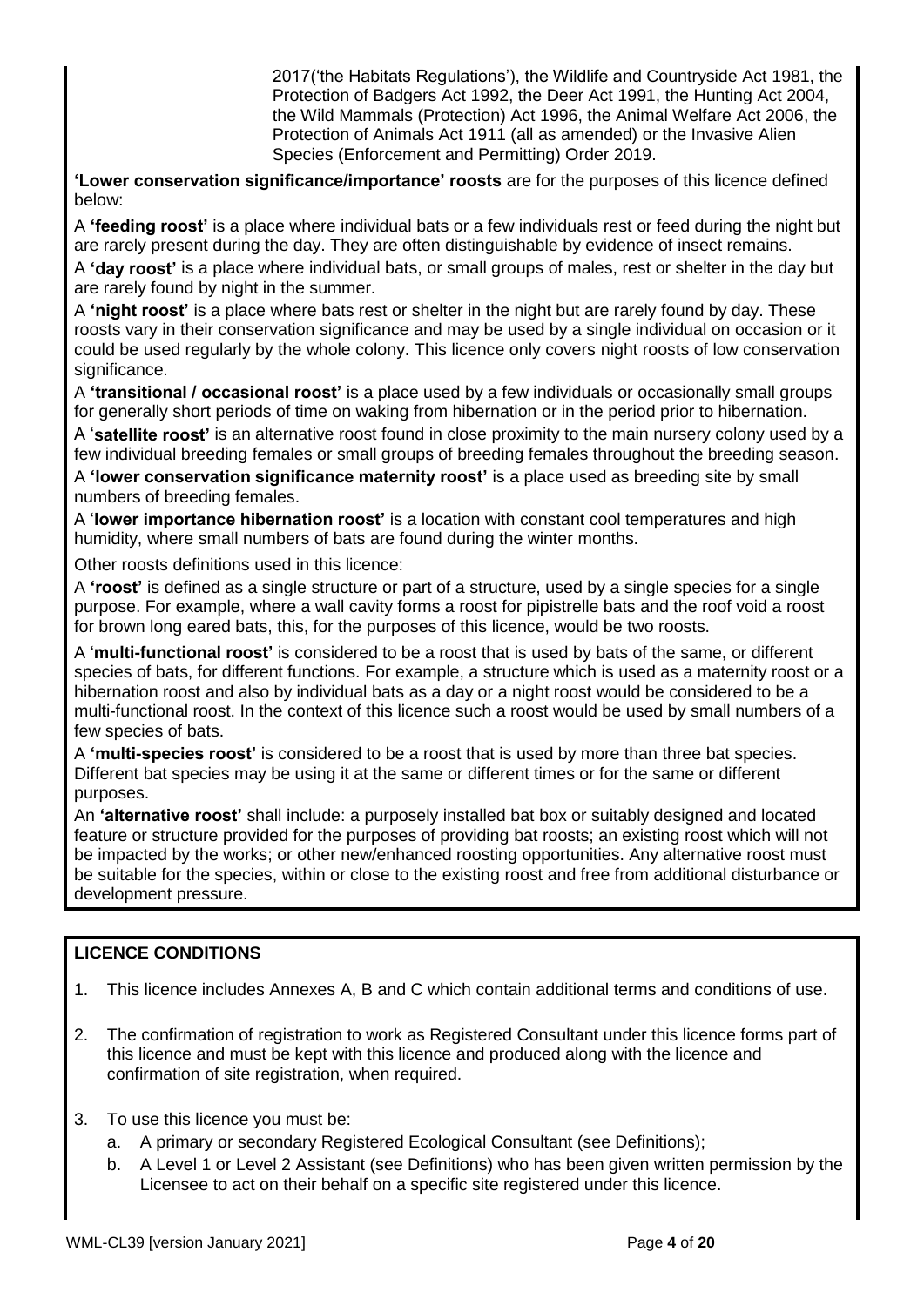2017('the Habitats Regulations'), the Wildlife and Countryside Act 1981, the Protection of Badgers Act 1992, the Deer Act 1991, the Hunting Act 2004, the Wild Mammals (Protection) Act 1996, the Animal Welfare Act 2006, the Protection of Animals Act 1911 (all as amended) or the Invasive Alien Species (Enforcement and Permitting) Order 2019.

**'Lower conservation significance/importance' roosts** are for the purposes of this licence defined below:

A **'feeding roost'** is a place where individual bats or a few individuals rest or feed during the night but are rarely present during the day. They are often distinguishable by evidence of insect remains.

A **'day roost'** is a place where individual bats, or small groups of males, rest or shelter in the day but are rarely found by night in the summer.

A **'night roost'** is a place where bats rest or shelter in the night but are rarely found by day. These roosts vary in their conservation significance and may be used by a single individual on occasion or it could be used regularly by the whole colony. This licence only covers night roosts of low conservation significance.

A **'transitional / occasional roost'** is a place used by a few individuals or occasionally small groups for generally short periods of time on waking from hibernation or in the period prior to hibernation.

A '**satellite roost'** is an alternative roost found in close proximity to the main nursery colony used by a few individual breeding females or small groups of breeding females throughout the breeding season.

A **'lower conservation significance maternity roost'** is a place used as breeding site by small numbers of breeding females.

A '**lower importance hibernation roost'** is a location with constant cool temperatures and high humidity, where small numbers of bats are found during the winter months.

Other roosts definitions used in this licence:

A **'roost'** is defined as a single structure or part of a structure, used by a single species for a single purpose. For example, where a wall cavity forms a roost for pipistrelle bats and the roof void a roost for brown long eared bats, this, for the purposes of this licence, would be two roosts.

A '**multi-functional roost'** is considered to be a roost that is used by bats of the same, or different species of bats, for different functions. For example, a structure which is used as a maternity roost or a hibernation roost and also by individual bats as a day or a night roost would be considered to be a multi-functional roost. In the context of this licence such a roost would be used by small numbers of a few species of bats.

A **'multi-species roost'** is considered to be a roost that is used by more than three bat species. Different bat species may be using it at the same or different times or for the same or different purposes.

An **'alternative roost'** shall include: a purposely installed bat box or suitably designed and located feature or structure provided for the purposes of providing bat roosts; an existing roost which will not be impacted by the works; or other new/enhanced roosting opportunities. Any alternative roost must be suitable for the species, within or close to the existing roost and free from additional disturbance or development pressure.

**LICENCE CONDITIONS**

1. This licence includes Annexes A, B and C which contain additional terms and conditions of use.

2. The confirmation of registration to work as Registered Consultant under this licence forms part of this licence and must be kept with this licence and produced along with the licence and confirmation of site registration, when required.

3. To use this licence you must be:
    a. A primary or secondary Registered Ecological Consultant (see Definitions);
    b. A Level 1 or Level 2 Assistant (see Definitions) who has been given written permission by the Licensee to act on their behalf on a specific site registered under this licence.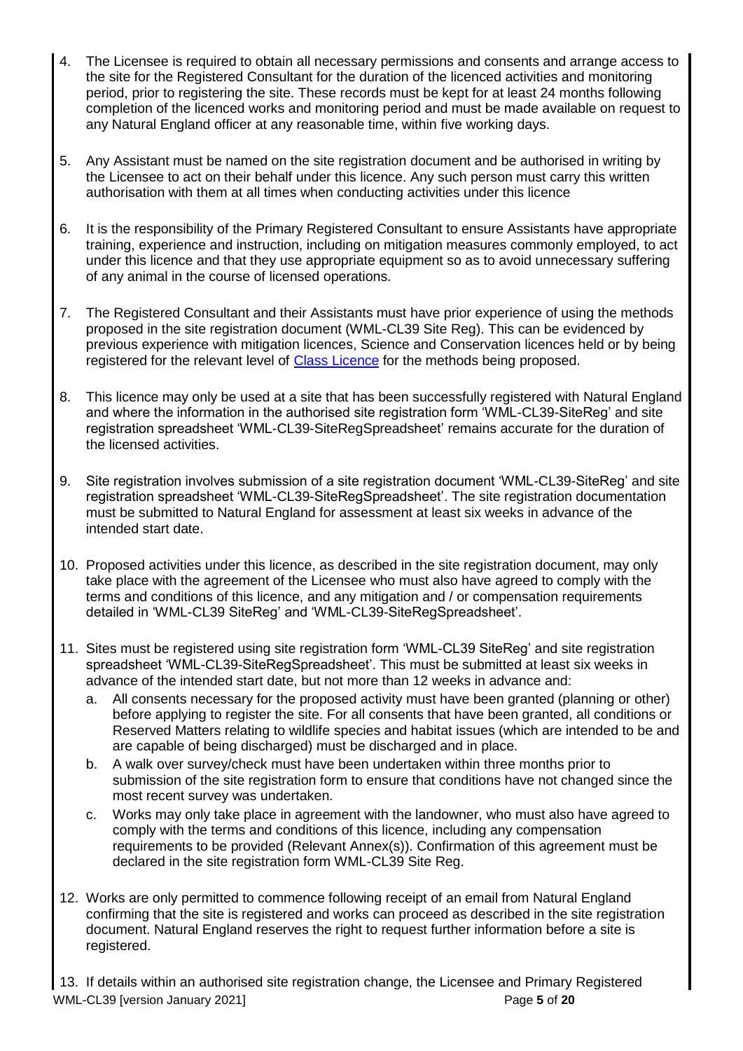4. The Licensee is required to obtain all necessary permissions and consents and arrange access to the site for the Registered Consultant for the duration of the licenced activities and monitoring period, prior to registering the site. These records must be kept for at least 24 months following completion of the licenced works and monitoring period and must be made available on request to any Natural England officer at any reasonable time, within five working days.

5. Any Assistant must be named on the site registration document and be authorised in writing by the Licensee to act on their behalf under this licence. Any such person must carry this written authorisation with them at all times when conducting activities under this licence

6. It is the responsibility of the Primary Registered Consultant to ensure Assistants have appropriate training, experience and instruction, including on mitigation measures commonly employed, to act under this licence and that they use appropriate equipment so as to avoid unnecessary suffering of any animal in the course of licensed operations.

7. The Registered Consultant and their Assistants must have prior experience of using the methods proposed in the site registration document (WML-CL39 Site Reg). This can be evidenced by previous experience with mitigation licences, Science and Conservation licences held or by being registered for the relevant level of [Class Licence] for the methods being proposed.

8. This licence may only be used at a site that has been successfully registered with Natural England and where the information in the authorised site registration form 'WML-CL39-SiteReg' and site registration spreadsheet 'WML-CL39-SiteRegSpreadsheet' remains accurate for the duration of the licensed activities.

9. Site registration involves submission of a site registration document 'WML-CL39-SiteReg' and site registration spreadsheet 'WML-CL39-SiteRegSpreadsheet'. The site registration documentation must be submitted to Natural England for assessment at least six weeks in advance of the intended start date.

10. Proposed activities under this licence, as described in the site registration document, may only take place with the agreement of the Licensee who must also have agreed to comply with the terms and conditions of this licence, and any mitigation and / or compensation requirements detailed in 'WML-CL39 SiteReg' and 'WML-CL39-SiteRegSpreadsheet'.

11. Sites must be registered using site registration form 'WML-CL39 SiteReg' and site registration spreadsheet 'WML-CL39-SiteRegSpreadsheet'. This must be submitted at least six weeks in advance of the intended start date, but not more than 12 weeks in advance and:
    a. All consents necessary for the proposed activity must have been granted (planning or other) before applying to register the site. For all consents that have been granted, all conditions or Reserved Matters relating to wildlife species and habitat issues (which are intended to be and are capable of being discharged) must be discharged and in place.
    b. A walk over survey/check must have been undertaken within three months prior to submission of the site registration form to ensure that conditions have not changed since the most recent survey was undertaken.
    c. Works may only take place in agreement with the landowner, who must also have agreed to comply with the terms and conditions of this licence, including any compensation requirements to be provided (Relevant Annex(s)). Confirmation of this agreement must be declared in the site registration form WML-CL39 Site Reg.

12. Works are only permitted to commence following receipt of an email from Natural England confirming that the site is registered and works can proceed as described in the site registration document. Natural England reserves the right to request further information before a site is registered.

13. If details within an authorised site registration change, the Licensee and Primary Registered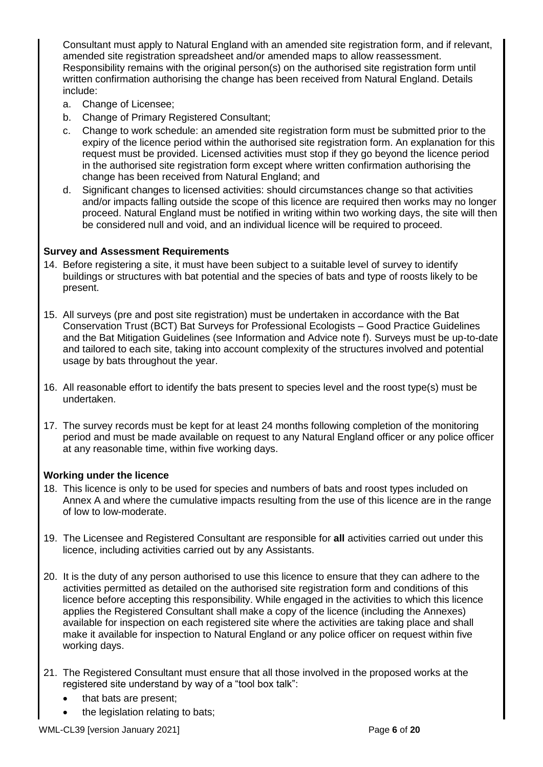Consultant must apply to Natural England with an amended site registration form, and if relevant, amended site registration spreadsheet and/or amended maps to allow reassessment. Responsibility remains with the original person(s) on the authorised site registration form until written confirmation authorising the change has been received from Natural England. Details include:

a. Change of Licensee;
b. Change of Primary Registered Consultant;
c. Change to work schedule: an amended site registration form must be submitted prior to the expiry of the licence period within the authorised site registration form. An explanation for this request must be provided. Licensed activities must stop if they go beyond the licence period in the authorised site registration form except where written confirmation authorising the change has been received from Natural England; and
d. Significant changes to licensed activities: should circumstances change so that activities and/or impacts falling outside the scope of this licence are required then works may no longer proceed. Natural England must be notified in writing within two working days, the site will then be considered null and void, and an individual licence will be required to proceed.

**Survey and Assessment Requirements**

14. Before registering a site, it must have been subject to a suitable level of survey to identify buildings or structures with bat potential and the species of bats and type of roosts likely to be present.

15. All surveys (pre and post site registration) must be undertaken in accordance with the Bat Conservation Trust (BCT) Bat Surveys for Professional Ecologists – Good Practice Guidelines and the Bat Mitigation Guidelines (see Information and Advice note f). Surveys must be up-to-date and tailored to each site, taking into account complexity of the structures involved and potential usage by bats throughout the year.

16. All reasonable effort to identify the bats present to species level and the roost type(s) must be undertaken.

17. The survey records must be kept for at least 24 months following completion of the monitoring period and must be made available on request to any Natural England officer or any police officer at any reasonable time, within five working days.

**Working under the licence**

18. This licence is only to be used for species and numbers of bats and roost types included on Annex A and where the cumulative impacts resulting from the use of this licence are in the range of low to low-moderate.

19. The Licensee and Registered Consultant are responsible for **all** activities carried out under this licence, including activities carried out by any Assistants.

20. It is the duty of any person authorised to use this licence to ensure that they can adhere to the activities permitted as detailed on the authorised site registration form and conditions of this licence before accepting this responsibility. While engaged in the activities to which this licence applies the Registered Consultant shall make a copy of the licence (including the Annexes) available for inspection on each registered site where the activities are taking place and shall make it available for inspection to Natural England or any police officer on request within five working days.

21. The Registered Consultant must ensure that all those involved in the proposed works at the registered site understand by way of a "tool box talk":
    - that bats are present;
    - the legislation relating to bats;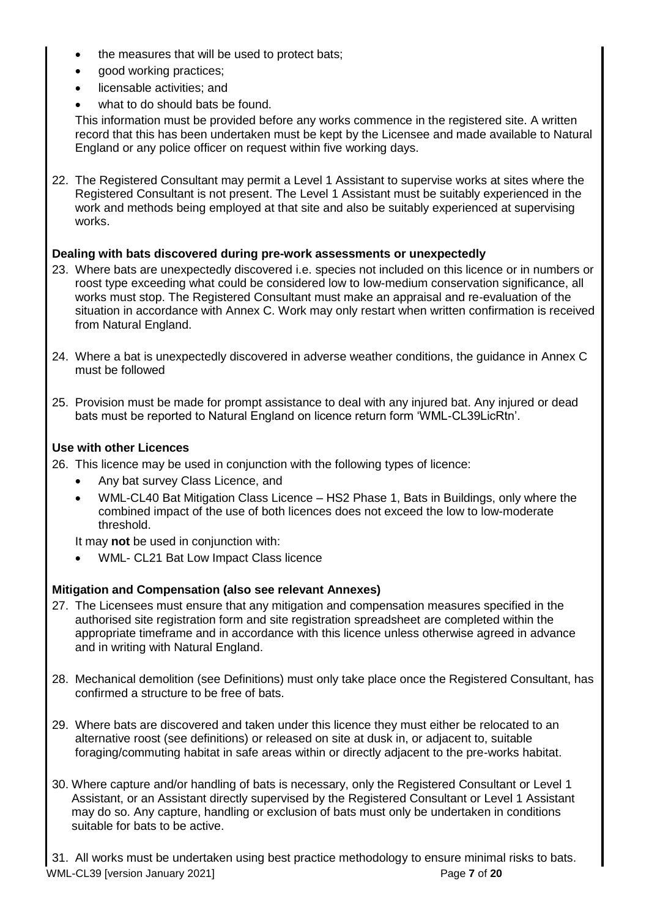- the measures that will be used to protect bats;
- good working practices;
- licensable activities; and
- what to do should bats be found.

This information must be provided before any works commence in the registered site. A written record that this has been undertaken must be kept by the Licensee and made available to Natural England or any police officer on request within five working days.

22. The Registered Consultant may permit a Level 1 Assistant to supervise works at sites where the Registered Consultant is not present. The Level 1 Assistant must be suitably experienced in the work and methods being employed at that site and also be suitably experienced at supervising works.

**Dealing with bats discovered during pre-work assessments or unexpectedly**

23. Where bats are unexpectedly discovered i.e. species not included on this licence or in numbers or roost type exceeding what could be considered low to low-medium conservation significance, all works must stop. The Registered Consultant must make an appraisal and re-evaluation of the situation in accordance with Annex C. Work may only restart when written confirmation is received from Natural England.

24. Where a bat is unexpectedly discovered in adverse weather conditions, the guidance in Annex C must be followed

25. Provision must be made for prompt assistance to deal with any injured bat. Any injured or dead bats must be reported to Natural England on licence return form 'WML-CL39LicRtn'.

**Use with other Licences**

26. This licence may be used in conjunction with the following types of licence:
    - Any bat survey Class Licence, and
    - WML-CL40 Bat Mitigation Class Licence – HS2 Phase 1, Bats in Buildings, only where the combined impact of the use of both licences does not exceed the low to low-moderate threshold.

    It may **not** be used in conjunction with:
    - WML- CL21 Bat Low Impact Class licence

**Mitigation and Compensation (also see relevant Annexes)**

27. The Licensees must ensure that any mitigation and compensation measures specified in the authorised site registration form and site registration spreadsheet are completed within the appropriate timeframe and in accordance with this licence unless otherwise agreed in advance and in writing with Natural England.

28. Mechanical demolition (see Definitions) must only take place once the Registered Consultant, has confirmed a structure to be free of bats.

29. Where bats are discovered and taken under this licence they must either be relocated to an alternative roost (see definitions) or released on site at dusk in, or adjacent to, suitable foraging/commuting habitat in safe areas within or directly adjacent to the pre-works habitat.

30. Where capture and/or handling of bats is necessary, only the Registered Consultant or Level 1 Assistant, or an Assistant directly supervised by the Registered Consultant or Level 1 Assistant may do so. Any capture, handling or exclusion of bats must only be undertaken in conditions suitable for bats to be active.

31. All works must be undertaken using best practice methodology to ensure minimal risks to bats.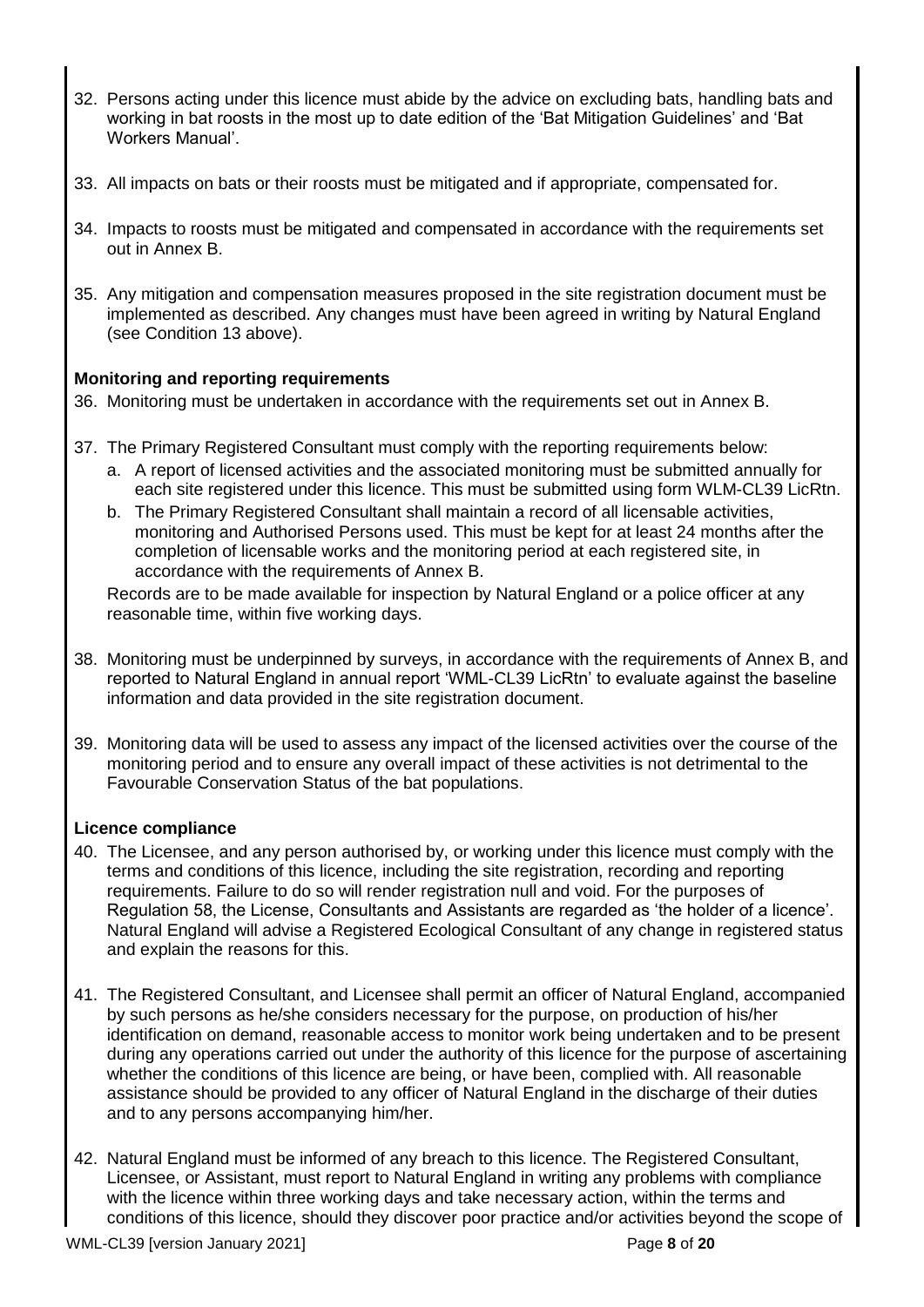32. Persons acting under this licence must abide by the advice on excluding bats, handling bats and working in bat roosts in the most up to date edition of the 'Bat Mitigation Guidelines' and 'Bat Workers Manual'.

33. All impacts on bats or their roosts must be mitigated and if appropriate, compensated for.

34. Impacts to roosts must be mitigated and compensated in accordance with the requirements set out in Annex B.

35. Any mitigation and compensation measures proposed in the site registration document must be implemented as described. Any changes must have been agreed in writing by Natural England (see Condition 13 above).

**Monitoring and reporting requirements**

36. Monitoring must be undertaken in accordance with the requirements set out in Annex B.

37. The Primary Registered Consultant must comply with the reporting requirements below:
    a. A report of licensed activities and the associated monitoring must be submitted annually for each site registered under this licence. This must be submitted using form WLM-CL39 LicRtn.
    b. The Primary Registered Consultant shall maintain a record of all licensable activities, monitoring and Authorised Persons used. This must be kept for at least 24 months after the completion of licensable works and the monitoring period at each registered site, in accordance with the requirements of Annex B.

    Records are to be made available for inspection by Natural England or a police officer at any reasonable time, within five working days.

38. Monitoring must be underpinned by surveys, in accordance with the requirements of Annex B, and reported to Natural England in annual report 'WML-CL39 LicRtn' to evaluate against the baseline information and data provided in the site registration document.

39. Monitoring data will be used to assess any impact of the licensed activities over the course of the monitoring period and to ensure any overall impact of these activities is not detrimental to the Favourable Conservation Status of the bat populations.

**Licence compliance**

40. The Licensee, and any person authorised by, or working under this licence must comply with the terms and conditions of this licence, including the site registration, recording and reporting requirements. Failure to do so will render registration null and void. For the purposes of Regulation 58, the License, Consultants and Assistants are regarded as 'the holder of a licence'. Natural England will advise a Registered Ecological Consultant of any change in registered status and explain the reasons for this.

41. The Registered Consultant, and Licensee shall permit an officer of Natural England, accompanied by such persons as he/she considers necessary for the purpose, on production of his/her identification on demand, reasonable access to monitor work being undertaken and to be present during any operations carried out under the authority of this licence for the purpose of ascertaining whether the conditions of this licence are being, or have been, complied with. All reasonable assistance should be provided to any officer of Natural England in the discharge of their duties and to any persons accompanying him/her.

42. Natural England must be informed of any breach to this licence. The Registered Consultant, Licensee, or Assistant, must report to Natural England in writing any problems with compliance with the licence within three working days and take necessary action, within the terms and conditions of this licence, should they discover poor practice and/or activities beyond the scope of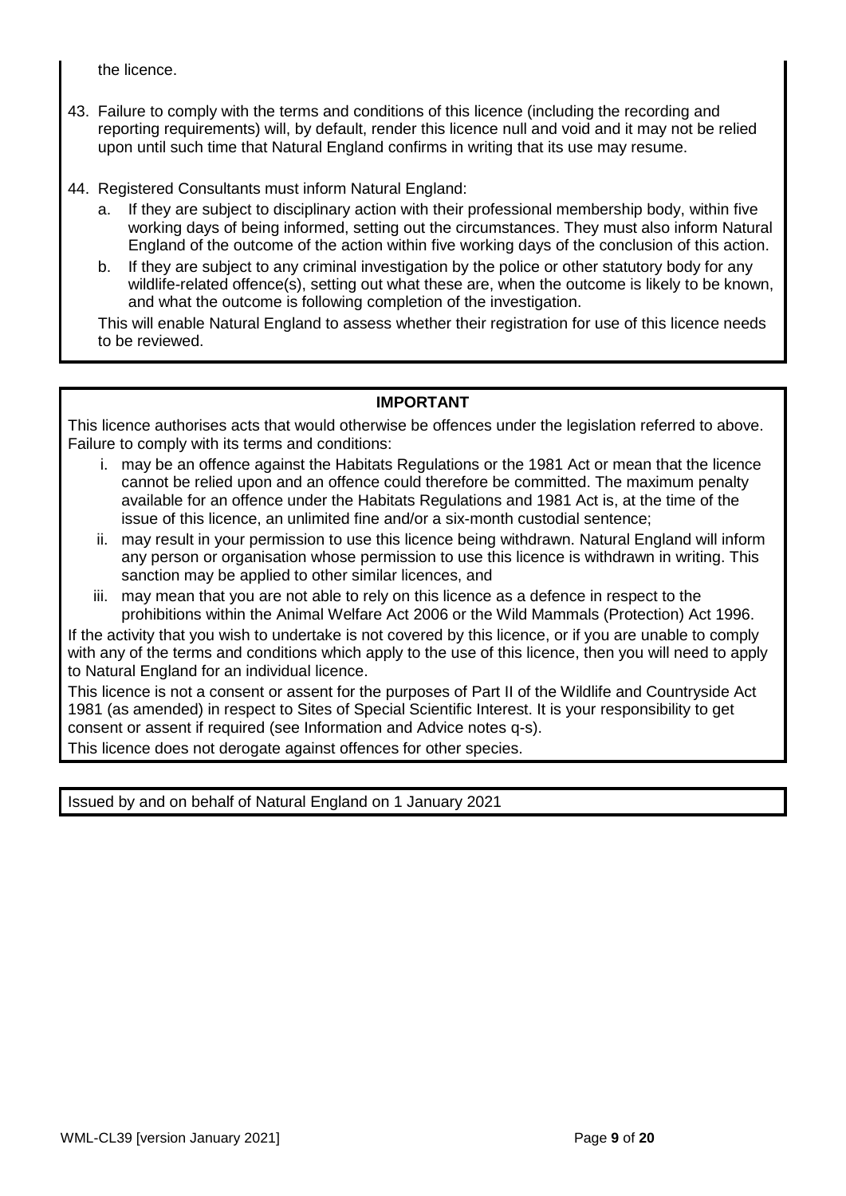the licence.

43. Failure to comply with the terms and conditions of this licence (including the recording and reporting requirements) will, by default, render this licence null and void and it may not be relied upon until such time that Natural England confirms in writing that its use may resume.

44. Registered Consultants must inform Natural England:
    a. If they are subject to disciplinary action with their professional membership body, within five working days of being informed, setting out the circumstances. They must also inform Natural England of the outcome of the action within five working days of the conclusion of this action.
    b. If they are subject to any criminal investigation by the police or other statutory body for any wildlife-related offence(s), setting out what these are, when the outcome is likely to be known, and what the outcome is following completion of the investigation.

    This will enable Natural England to assess whether their registration for use of this licence needs to be reviewed.

**IMPORTANT**

This licence authorises acts that would otherwise be offences under the legislation referred to above. Failure to comply with its terms and conditions:

i. may be an offence against the Habitats Regulations or the 1981 Act or mean that the licence cannot be relied upon and an offence could therefore be committed. The maximum penalty available for an offence under the Habitats Regulations and 1981 Act is, at the time of the issue of this licence, an unlimited fine and/or a six-month custodial sentence;
ii. may result in your permission to use this licence being withdrawn. Natural England will inform any person or organisation whose permission to use this licence is withdrawn in writing. This sanction may be applied to other similar licences, and
iii. may mean that you are not able to rely on this licence as a defence in respect to the prohibitions within the Animal Welfare Act 2006 or the Wild Mammals (Protection) Act 1996.

If the activity that you wish to undertake is not covered by this licence, or if you are unable to comply with any of the terms and conditions which apply to the use of this licence, then you will need to apply to Natural England for an individual licence.

This licence is not a consent or assent for the purposes of Part II of the Wildlife and Countryside Act 1981 (as amended) in respect to Sites of Special Scientific Interest. It is your responsibility to get consent or assent if required (see Information and Advice notes q-s).

This licence does not derogate against offences for other species.

Issued by and on behalf of Natural England on 1 January 2021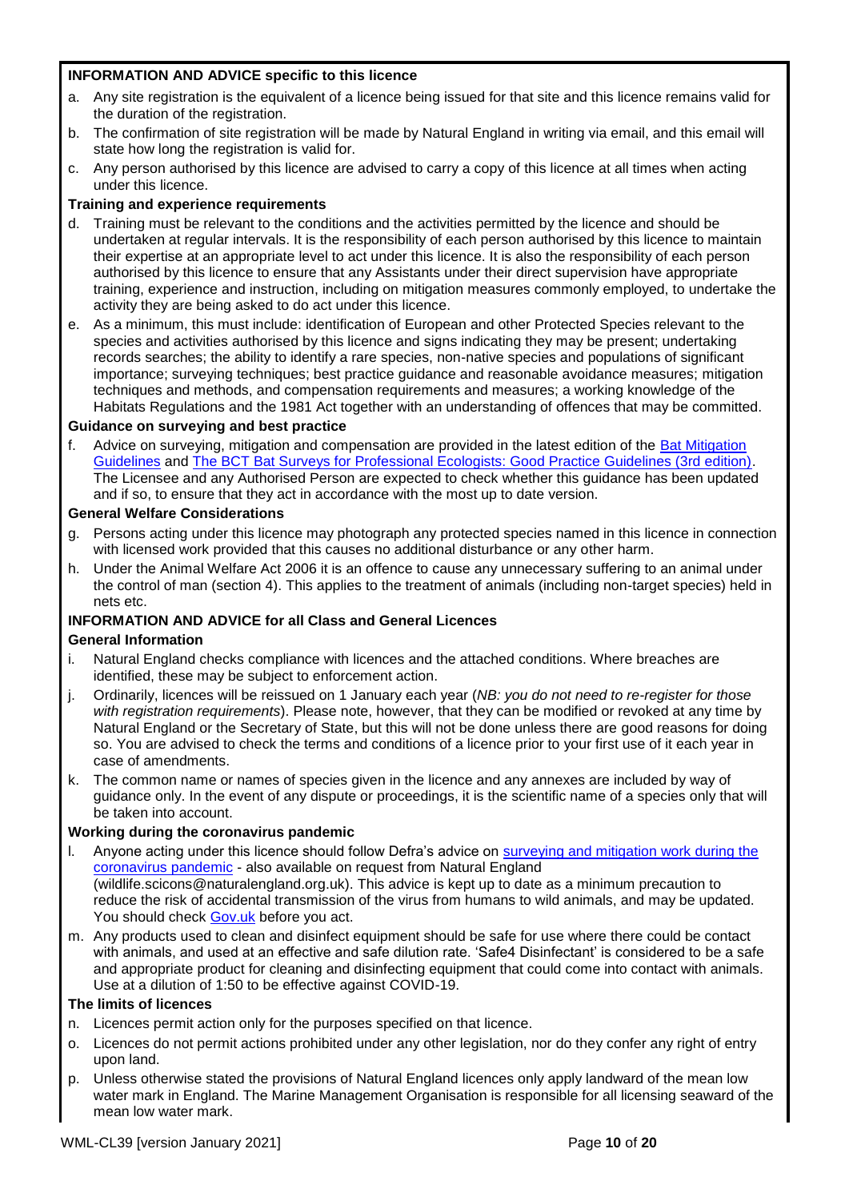**INFORMATION AND ADVICE specific to this licence**

a. Any site registration is the equivalent of a licence being issued for that site and this licence remains valid for the duration of the registration.

b. The confirmation of site registration will be made by Natural England in writing via email, and this email will state how long the registration is valid for.

c. Any person authorised by this licence are advised to carry a copy of this licence at all times when acting under this licence.

**Training and experience requirements**

d. Training must be relevant to the conditions and the activities permitted by the licence and should be undertaken at regular intervals. It is the responsibility of each person authorised by this licence to maintain their expertise at an appropriate level to act under this licence. It is also the responsibility of each person authorised by this licence to ensure that any Assistants under their direct supervision have appropriate training, experience and instruction, including on mitigation measures commonly employed, to undertake the activity they are being asked to do act under this licence.

e. As a minimum, this must include: identification of European and other Protected Species relevant to the species and activities authorised by this licence and signs indicating they may be present; undertaking records searches; the ability to identify a rare species, non-native species and populations of significant importance; surveying techniques; best practice guidance and reasonable avoidance measures; mitigation techniques and methods, and compensation requirements and measures; a working knowledge of the Habitats Regulations and the 1981 Act together with an understanding of offences that may be committed.

**Guidance on surveying and best practice**

f. Advice on surveying, mitigation and compensation are provided in the latest edition of the Bat Mitigation Guidelines and The BCT Bat Surveys for Professional Ecologists: Good Practice Guidelines (3rd edition). The Licensee and any Authorised Person are expected to check whether this guidance has been updated and if so, to ensure that they act in accordance with the most up to date version.

**General Welfare Considerations**

g. Persons acting under this licence may photograph any protected species named in this licence in connection with licensed work provided that this causes no additional disturbance or any other harm.

h. Under the Animal Welfare Act 2006 it is an offence to cause any unnecessary suffering to an animal under the control of man (section 4). This applies to the treatment of animals (including non-target species) held in nets etc.

**INFORMATION AND ADVICE for all Class and General Licences**

**General Information**

i. Natural England checks compliance with licences and the attached conditions. Where breaches are identified, these may be subject to enforcement action.

j. Ordinarily, licences will be reissued on 1 January each year (*NB: you do not need to re-register for those with registration requirements*). Please note, however, that they can be modified or revoked at any time by Natural England or the Secretary of State, but this will not be done unless there are good reasons for doing so. You are advised to check the terms and conditions of a licence prior to your first use of it each year in case of amendments.

k. The common name or names of species given in the licence and any annexes are included by way of guidance only. In the event of any dispute or proceedings, it is the scientific name of a species only that will be taken into account.

**Working during the coronavirus pandemic**

l. Anyone acting under this licence should follow Defra's advice on surveying and mitigation work during the coronavirus pandemic - also available on request from Natural England (wildlife.scicons@naturalengland.org.uk). This advice is kept up to date as a minimum precaution to reduce the risk of accidental transmission of the virus from humans to wild animals, and may be updated. You should check Gov.uk before you act.

m. Any products used to clean and disinfect equipment should be safe for use where there could be contact with animals, and used at an effective and safe dilution rate. 'Safe4 Disinfectant' is considered to be a safe and appropriate product for cleaning and disinfecting equipment that could come into contact with animals. Use at a dilution of 1:50 to be effective against COVID-19.

**The limits of licences**

n. Licences permit action only for the purposes specified on that licence.

o. Licences do not permit actions prohibited under any other legislation, nor do they confer any right of entry upon land.

p. Unless otherwise stated the provisions of Natural England licences only apply landward of the mean low water mark in England. The Marine Management Organisation is responsible for all licensing seaward of the mean low water mark.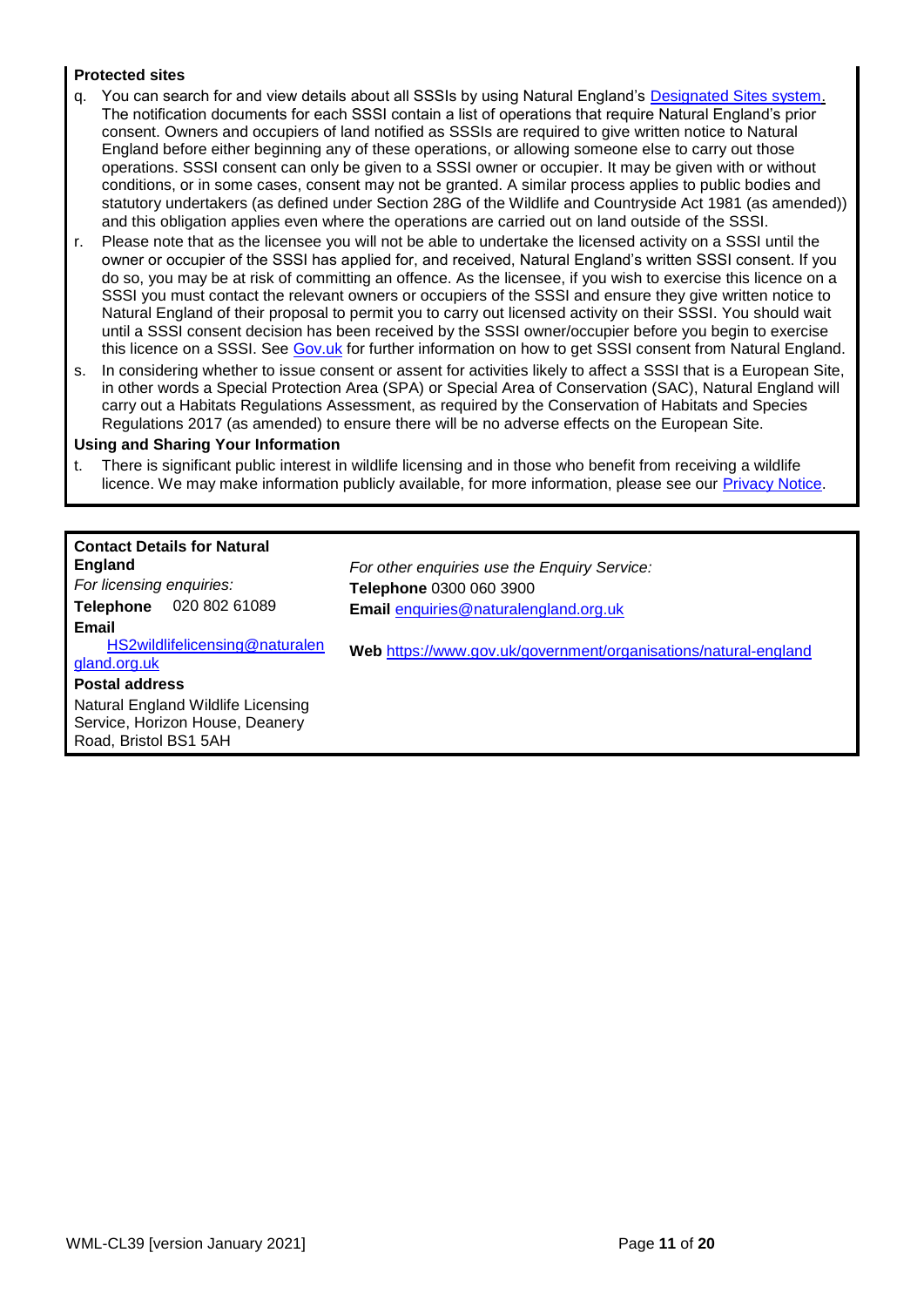**Protected sites**

q. You can search for and view details about all SSSIs by using Natural England's Designated Sites system. The notification documents for each SSSI contain a list of operations that require Natural England's prior consent. Owners and occupiers of land notified as SSSIs are required to give written notice to Natural England before either beginning any of these operations, or allowing someone else to carry out those operations. SSSI consent can only be given to a SSSI owner or occupier. It may be given with or without conditions, or in some cases, consent may not be granted. A similar process applies to public bodies and statutory undertakers (as defined under Section 28G of the Wildlife and Countryside Act 1981 (as amended)) and this obligation applies even where the operations are carried out on land outside of the SSSI.

r. Please note that as the licensee you will not be able to undertake the licensed activity on a SSSI until the owner or occupier of the SSSI has applied for, and received, Natural England's written SSSI consent. If you do so, you may be at risk of committing an offence. As the licensee, if you wish to exercise this licence on a SSSI you must contact the relevant owners or occupiers of the SSSI and ensure they give written notice to Natural England of their proposal to permit you to carry out licensed activity on their SSSI. You should wait until a SSSI consent decision has been received by the SSSI owner/occupier before you begin to exercise this licence on a SSSI. See Gov.uk for further information on how to get SSSI consent from Natural England.

s. In considering whether to issue consent or assent for activities likely to affect a SSSI that is a European Site, in other words a Special Protection Area (SPA) or Special Area of Conservation (SAC), Natural England will carry out a Habitats Regulations Assessment, as required by the Conservation of Habitats and Species Regulations 2017 (as amended) to ensure there will be no adverse effects on the European Site.

**Using and Sharing Your Information**

t. There is significant public interest in wildlife licensing and in those who benefit from receiving a wildlife licence. We may make information publicly available, for more information, please see our Privacy Notice.

**Contact Details for Natural England**

*For licensing enquiries:*

**Telephone** 020 802 61089

**Email** HS2wildlifelicensing@naturalengland.org.uk

**Postal address**

Natural England Wildlife Licensing Service, Horizon House, Deanery Road, Bristol BS1 5AH

*For other enquiries use the Enquiry Service:*

**Telephone** 0300 060 3900

**Email** enquiries@naturalengland.org.uk

**Web** https://www.gov.uk/government/organisations/natural-england

WML-CL39 [version January 2021]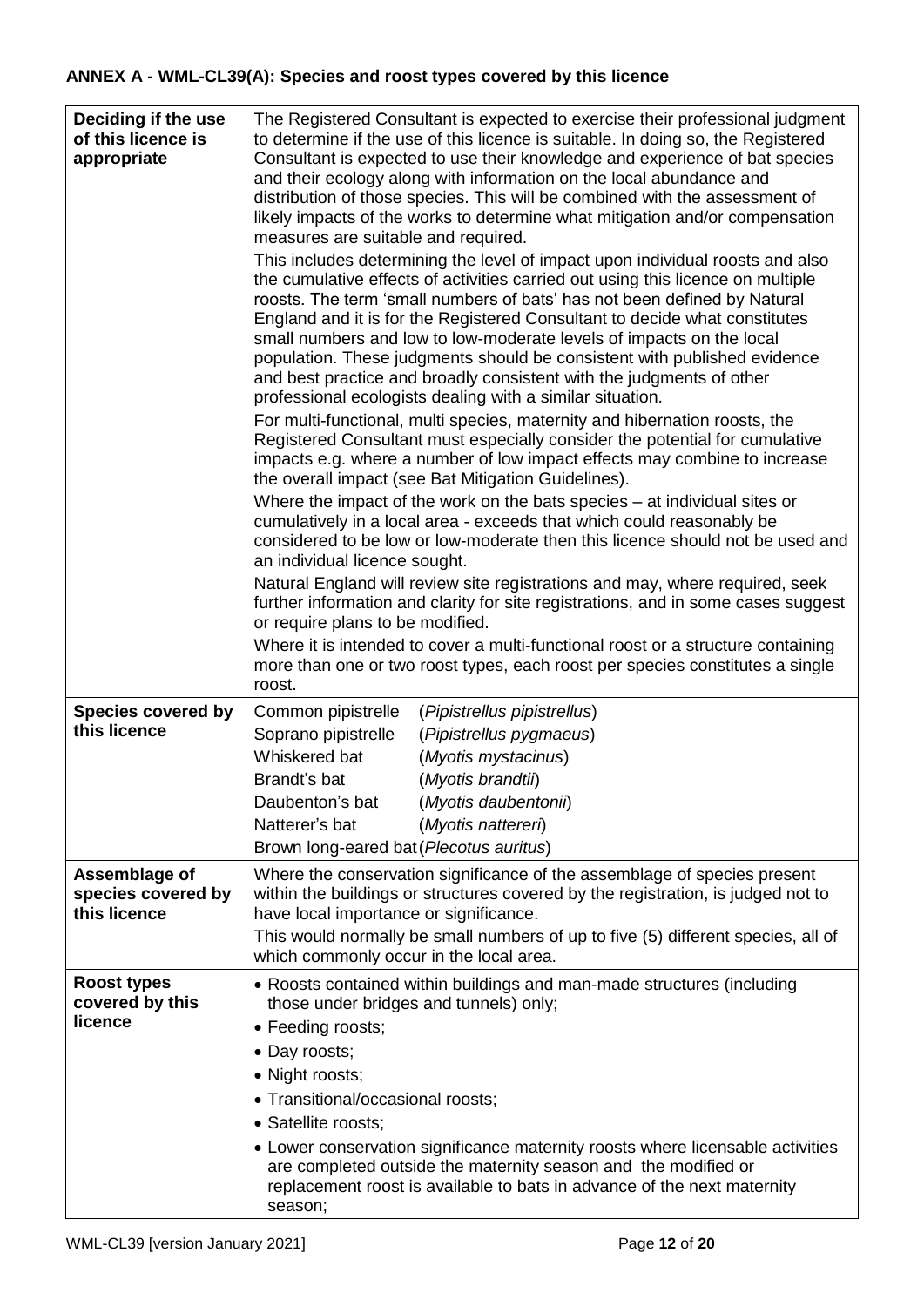## ANNEX A - WML-CL39(A): Species and roost types covered by this licence

| | |
|---|---|
| **Deciding if the use of this licence is appropriate** | The Registered Consultant is expected to exercise their professional judgment to determine if the use of this licence is suitable. In doing so, the Registered Consultant is expected to use their knowledge and experience of bat species and their ecology along with information on the local abundance and distribution of those species. This will be combined with the assessment of likely impacts of the works to determine what mitigation and/or compensation measures are suitable and required.<br>This includes determining the level of impact upon individual roosts and also the cumulative effects of activities carried out using this licence on multiple roosts. The term 'small numbers of bats' has not been defined by Natural England and it is for the Registered Consultant to decide what constitutes small numbers and low to low-moderate levels of impacts on the local population. These judgments should be consistent with published evidence and best practice and broadly consistent with the judgments of other professional ecologists dealing with a similar situation.<br>For multi-functional, multi species, maternity and hibernation roosts, the Registered Consultant must especially consider the potential for cumulative impacts e.g. where a number of low impact effects may combine to increase the overall impact (see Bat Mitigation Guidelines).<br>Where the impact of the work on the bats species – at individual sites or cumulatively in a local area - exceeds that which could reasonably be considered to be low or low-moderate then this licence should not be used and an individual licence sought.<br>Natural England will review site registrations and may, where required, seek further information and clarity for site registrations, and in some cases suggest or require plans to be modified.<br>Where it is intended to cover a multi-functional roost or a structure containing more than one or two roost types, each roost per species constitutes a single roost. |
| **Species covered by this licence** | Common pipistrelle (*Pipistrellus pipistrellus*)<br>Soprano pipistrelle (*Pipistrellus pygmaeus*)<br>Whiskered bat (*Myotis mystacinus*)<br>Brandt's bat (*Myotis brandtii*)<br>Daubenton's bat (*Myotis daubentonii*)<br>Natterer's bat (*Myotis nattereri*)<br>Brown long-eared bat (*Plecotus auritus*) |
| **Assemblage of species covered by this licence** | Where the conservation significance of the assemblage of species present within the buildings or structures covered by the registration, is judged not to have local importance or significance.<br>This would normally be small numbers of up to five (5) different species, all of which commonly occur in the local area. |
| **Roost types covered by this licence** | • Roosts contained within buildings and man-made structures (including those under bridges and tunnels) only;<br>• Feeding roosts;<br>• Day roosts;<br>• Night roosts;<br>• Transitional/occasional roosts;<br>• Satellite roosts;<br>• Lower conservation significance maternity roosts where licensable activities are completed outside the maternity season and the modified or replacement roost is available to bats in advance of the next maternity season; |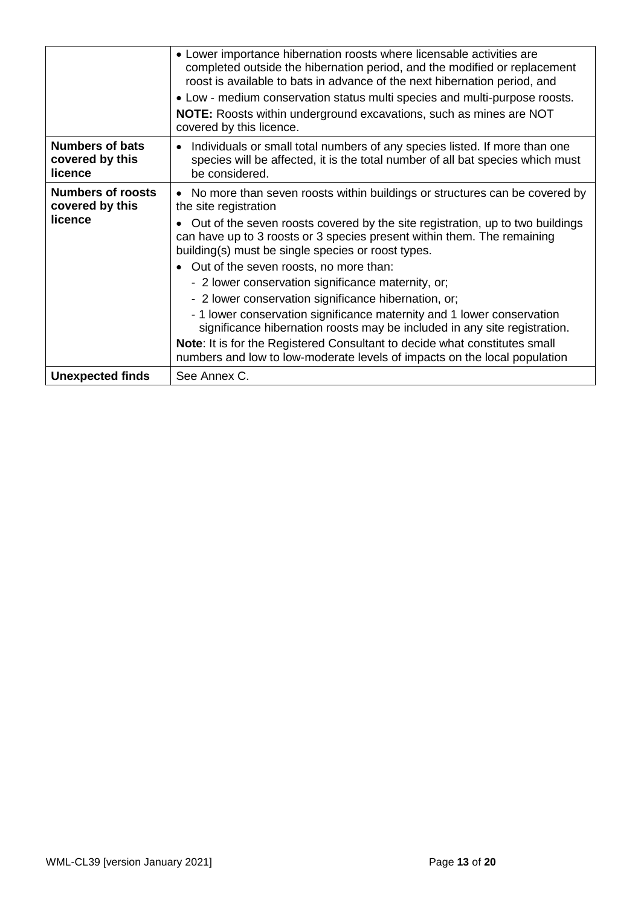| | |
|---|---|
| | • Lower importance hibernation roosts where licensable activities are completed outside the hibernation period, and the modified or replacement roost is available to bats in advance of the next hibernation period, and<br>• Low - medium conservation status multi species and multi-purpose roosts.<br>**NOTE:** Roosts within underground excavations, such as mines are NOT covered by this licence. |
| **Numbers of bats covered by this licence** | • Individuals or small total numbers of any species listed. If more than one species will be affected, it is the total number of all bat species which must be considered. |
| **Numbers of roosts covered by this licence** | • No more than seven roosts within buildings or structures can be covered by the site registration<br>• Out of the seven roosts covered by the site registration, up to two buildings can have up to 3 roosts or 3 species present within them. The remaining building(s) must be single species or roost types.<br>• Out of the seven roosts, no more than:<br>- 2 lower conservation significance maternity, or;<br>- 2 lower conservation significance hibernation, or;<br>- 1 lower conservation significance maternity and 1 lower conservation significance hibernation roosts may be included in any site registration.<br>**Note**: It is for the Registered Consultant to decide what constitutes small numbers and low to low-moderate levels of impacts on the local population |
| **Unexpected finds** | See Annex C. |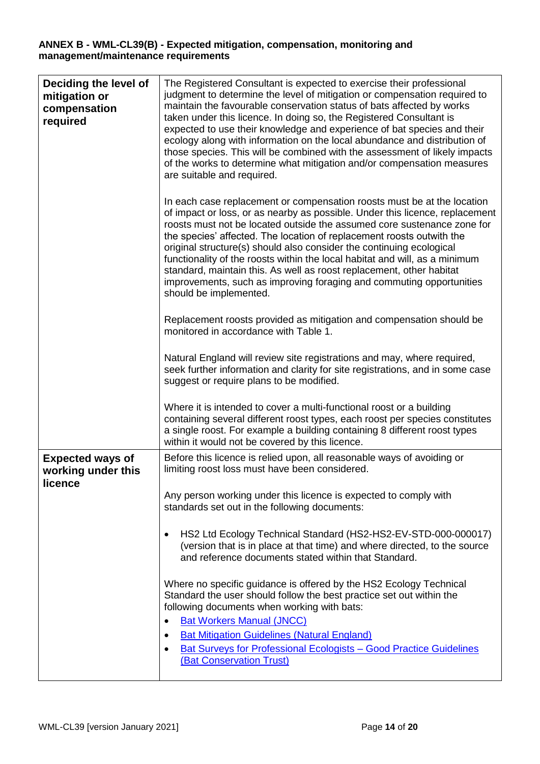**ANNEX B - WML-CL39(B) - Expected mitigation, compensation, monitoring and management/maintenance requirements**

| | |
|---|---|
| **Deciding the level of mitigation or compensation required** | The Registered Consultant is expected to exercise their professional judgment to determine the level of mitigation or compensation required to maintain the favourable conservation status of bats affected by works taken under this licence. In doing so, the Registered Consultant is expected to use their knowledge and experience of bat species and their ecology along with information on the local abundance and distribution of those species. This will be combined with the assessment of likely impacts of the works to determine what mitigation and/or compensation measures are suitable and required.<br><br>In each case replacement or compensation roosts must be at the location of impact or loss, or as nearby as possible. Under this licence, replacement roosts must not be located outside the assumed core sustenance zone for the species' affected. The location of replacement roosts outwith the original structure(s) should also consider the continuing ecological functionality of the roosts within the local habitat and will, as a minimum standard, maintain this. As well as roost replacement, other habitat improvements, such as improving foraging and commuting opportunities should be implemented.<br><br>Replacement roosts provided as mitigation and compensation should be monitored in accordance with Table 1.<br><br>Natural England will review site registrations and may, where required, seek further information and clarity for site registrations, and in some case suggest or require plans to be modified.<br><br>Where it is intended to cover a multi-functional roost or a building containing several different roost types, each roost per species constitutes a single roost. For example a building containing 8 different roost types within it would not be covered by this licence. |
| **Expected ways of working under this licence** | Before this licence is relied upon, all reasonable ways of avoiding or limiting roost loss must have been considered.<br><br>Any person working under this licence is expected to comply with standards set out in the following documents:<br><br>• HS2 Ltd Ecology Technical Standard (HS2-HS2-EV-STD-000-000017) (version that is in place at that time) and where directed, to the source and reference documents stated within that Standard.<br><br>Where no specific guidance is offered by the HS2 Ecology Technical Standard the user should follow the best practice set out within the following documents when working with bats:<br>• Bat Workers Manual (JNCC)<br>• Bat Mitigation Guidelines (Natural England)<br>• Bat Surveys for Professional Ecologists – Good Practice Guidelines (Bat Conservation Trust) |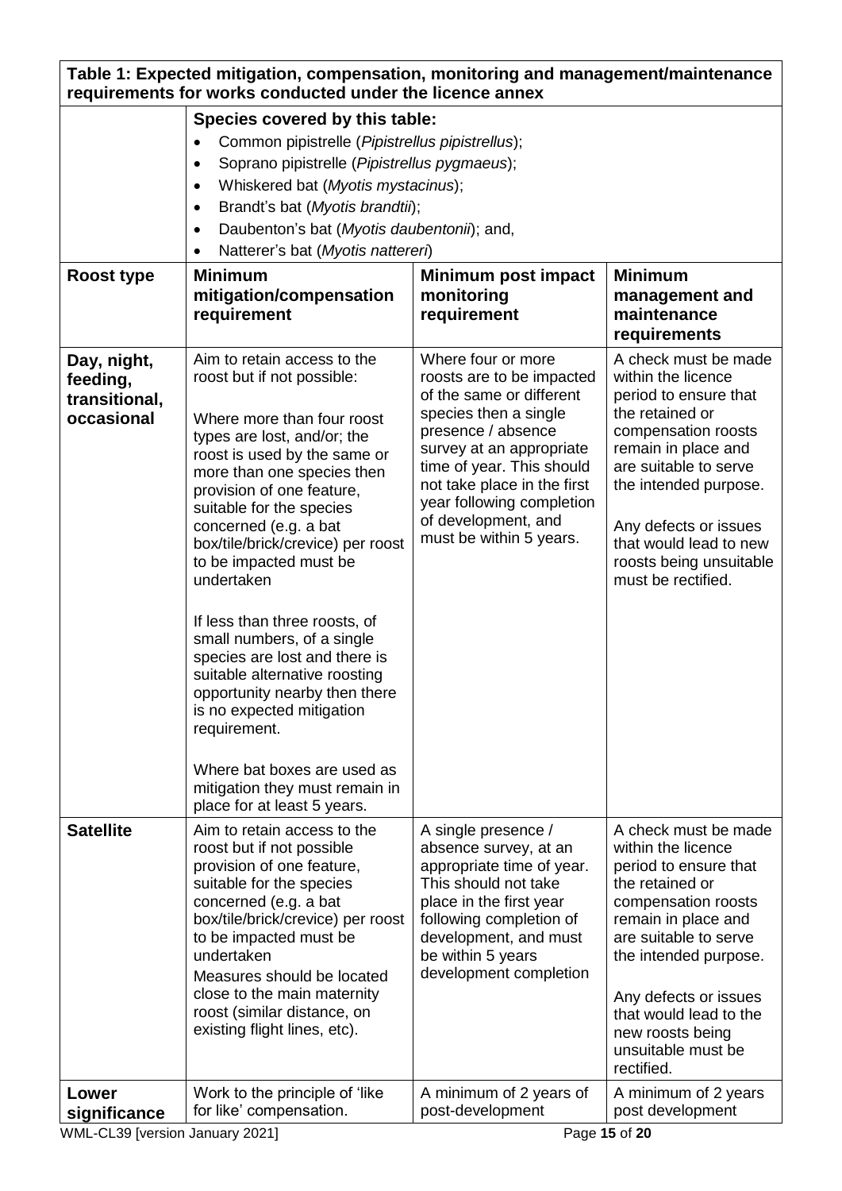**Table 1: Expected mitigation, compensation, monitoring and management/maintenance requirements for works conducted under the licence annex**

**Species covered by this table:**

- Common pipistrelle (*Pipistrellus pipistrellus*);
- Soprano pipistrelle (*Pipistrellus pygmaeus*);
- Whiskered bat (*Myotis mystacinus*);
- Brandt's bat (*Myotis brandtii*);
- Daubenton's bat (*Myotis daubentonii*); and,
- Natterer's bat (*Myotis nattereri*)

| Roost type | Minimum mitigation/compensation requirement | Minimum post impact monitoring requirement | Minimum management and maintenance requirements |
|---|---|---|---|
| **Day, night, feeding, transitional, occasional** | Aim to retain access to the roost but if not possible:<br><br>Where more than four roost types are lost, and/or; the roost is used by the same or more than one species then provision of one feature, suitable for the species concerned (e.g. a bat box/tile/brick/crevice) per roost to be impacted must be undertaken<br><br>If less than three roosts, of small numbers, of a single species are lost and there is suitable alternative roosting opportunity nearby then there is no expected mitigation requirement.<br><br>Where bat boxes are used as mitigation they must remain in place for at least 5 years. | Where four or more roosts are to be impacted of the same or different species then a single presence / absence survey at an appropriate time of year. This should not take place in the first year following completion of development, and must be within 5 years. | A check must be made within the licence period to ensure that the retained or compensation roosts remain in place and are suitable to serve the intended purpose.<br><br>Any defects or issues that would lead to new roosts being unsuitable must be rectified. |
| **Satellite** | Aim to retain access to the roost but if not possible provision of one feature, suitable for the species concerned (e.g. a bat box/tile/brick/crevice) per roost to be impacted must be undertaken<br>Measures should be located close to the main maternity roost (similar distance, on existing flight lines, etc). | A single presence / absence survey, at an appropriate time of year. This should not take place in the first year following completion of development, and must be within 5 years development completion | A check must be made within the licence period to ensure that the retained or compensation roosts remain in place and are suitable to serve the intended purpose.<br><br>Any defects or issues that would lead to the new roosts being unsuitable must be rectified. |
| **Lower significance** | Work to the principle of 'like for like' compensation. | A minimum of 2 years of post-development | A minimum of 2 years post development |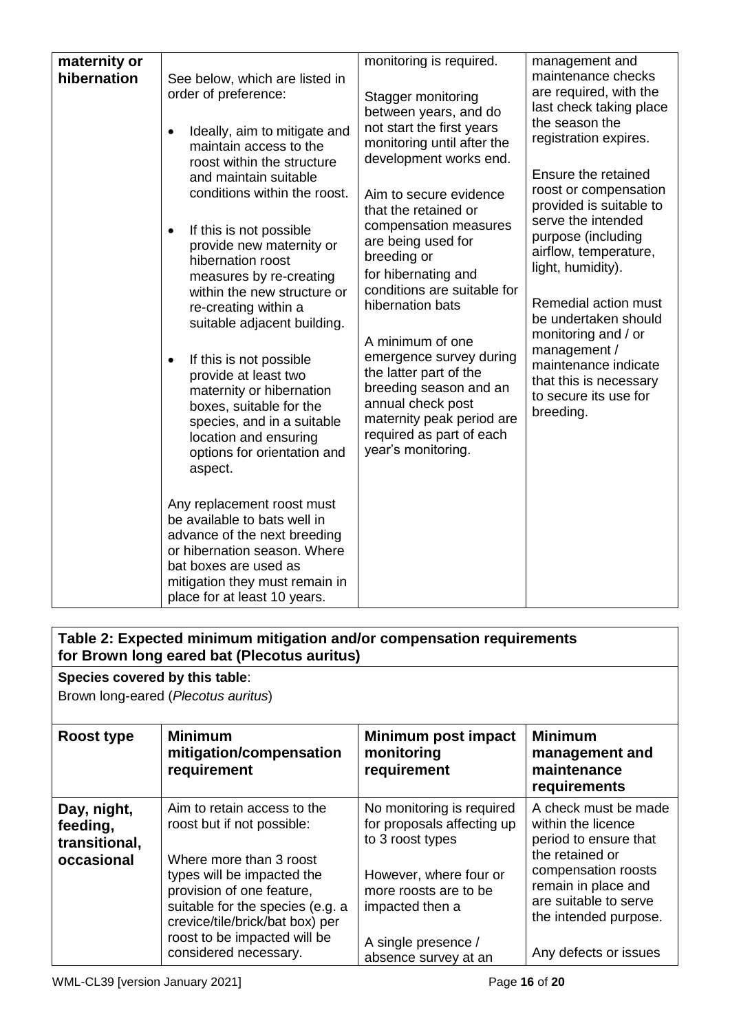| **maternity or hibernation** | See below, which are listed in order of preference:<br><br>• Ideally, aim to mitigate and maintain access to the roost within the structure and maintain suitable conditions within the roost.<br><br>• If this is not possible provide new maternity or hibernation roost measures by re-creating within the new structure or re-creating within a suitable adjacent building.<br><br>• If this is not possible provide at least two maternity or hibernation boxes, suitable for the species, and in a suitable location and ensuring options for orientation and aspect.<br><br>Any replacement roost must be available to bats well in advance of the next breeding or hibernation season. Where bat boxes are used as mitigation they must remain in place for at least 10 years. | monitoring is required.<br><br>Stagger monitoring between years, and do not start the first years monitoring until after the development works end.<br><br>Aim to secure evidence that the retained or compensation measures are being used for breeding or for hibernating and conditions are suitable for hibernation bats<br><br>A minimum of one emergence survey during the latter part of the breeding season and an annual check post maternity peak period are required as part of each year's monitoring. | management and maintenance checks are required, with the last check taking place the season the registration expires.<br><br>Ensure the retained roost or compensation provided is suitable to serve the intended purpose (including airflow, temperature, light, humidity).<br><br>Remedial action must be undertaken should monitoring and / or management / maintenance indicate that this is necessary to secure its use for breeding. |
|---|---|---|---|

**Table 2: Expected minimum mitigation and/or compensation requirements for Brown long eared bat (Plecotus auritus)**

**Species covered by this table**:
Brown long-eared (*Plecotus auritus*)

| Roost type | Minimum mitigation/compensation requirement | Minimum post impact monitoring requirement | Minimum management and maintenance requirements |
|---|---|---|---|
| **Day, night, feeding, transitional, occasional** | Aim to retain access to the roost but if not possible:<br><br>Where more than 3 roost types will be impacted the provision of one feature, suitable for the species (e.g. a crevice/tile/brick/bat box) per roost to be impacted will be considered necessary. | No monitoring is required for proposals affecting up to 3 roost types<br><br>However, where four or more roosts are to be impacted then a<br><br>A single presence / absence survey at an | A check must be made within the licence period to ensure that the retained or compensation roosts remain in place and are suitable to serve the intended purpose.<br><br>Any defects or issues |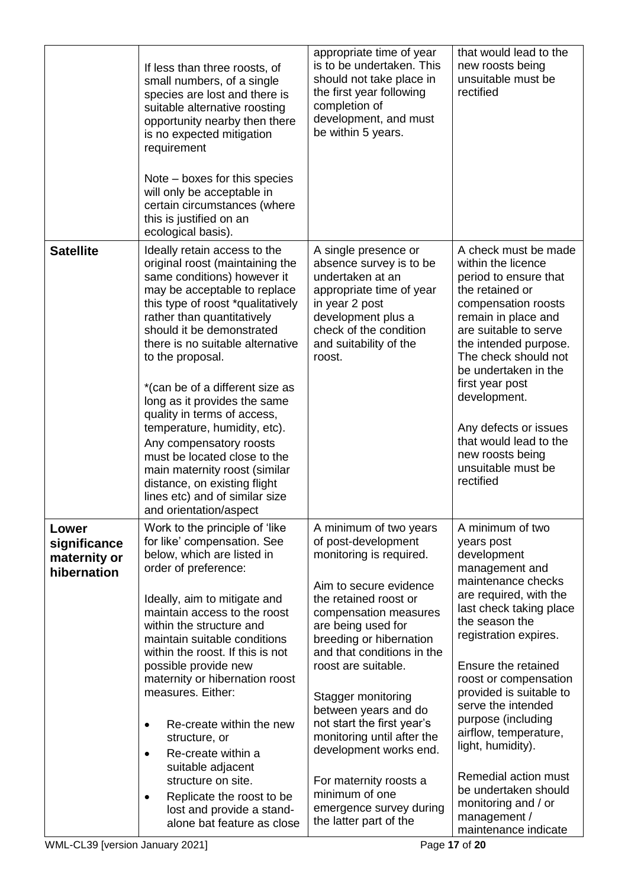| | | | |
|---|---|---|---|
| | If less than three roosts, of small numbers, of a single species are lost and there is suitable alternative roosting opportunity nearby then there is no expected mitigation requirement<br><br>Note – boxes for this species will only be acceptable in certain circumstances (where this is justified on an ecological basis). | appropriate time of year is to be undertaken. This should not take place in the first year following completion of development, and must be within 5 years. | that would lead to the new roosts being unsuitable must be rectified |
| **Satellite** | Ideally retain access to the original roost (maintaining the same conditions) however it may be acceptable to replace this type of roost *qualitatively rather than quantitatively should it be demonstrated there is no suitable alternative to the proposal.<br><br>*(can be of a different size as long as it provides the same quality in terms of access, temperature, humidity, etc). Any compensatory roosts must be located close to the main maternity roost (similar distance, on existing flight lines etc) and of similar size and orientation/aspect | A single presence or absence survey is to be undertaken at an appropriate time of year in year 2 post development plus a check of the condition and suitability of the roost. | A check must be made within the licence period to ensure that the retained or compensation roosts remain in place and are suitable to serve the intended purpose. The check should not be undertaken in the first year post development.<br><br>Any defects or issues that would lead to the new roosts being unsuitable must be rectified |
| **Lower significance maternity or hibernation** | Work to the principle of 'like for like' compensation. See below, which are listed in order of preference:<br><br>Ideally, aim to mitigate and maintain access to the roost within the structure and maintain suitable conditions within the roost. If this is not possible provide new maternity or hibernation roost measures. Either:<br><br>• Re-create within the new structure, or<br>• Re-create within a suitable adjacent structure on site.<br>• Replicate the roost to be lost and provide a stand-alone bat feature as close | A minimum of two years of post-development monitoring is required.<br><br>Aim to secure evidence the retained roost or compensation measures are being used for breeding or hibernation and that conditions in the roost are suitable.<br><br>Stagger monitoring between years and do not start the first year's monitoring until after the development works end.<br><br>For maternity roosts a minimum of one emergence survey during the latter part of the | A minimum of two years post development management and maintenance checks are required, with the last check taking place the season the registration expires.<br><br>Ensure the retained roost or compensation provided is suitable to serve the intended purpose (including airflow, temperature, light, humidity).<br><br>Remedial action must be undertaken should monitoring and / or management / maintenance indicate |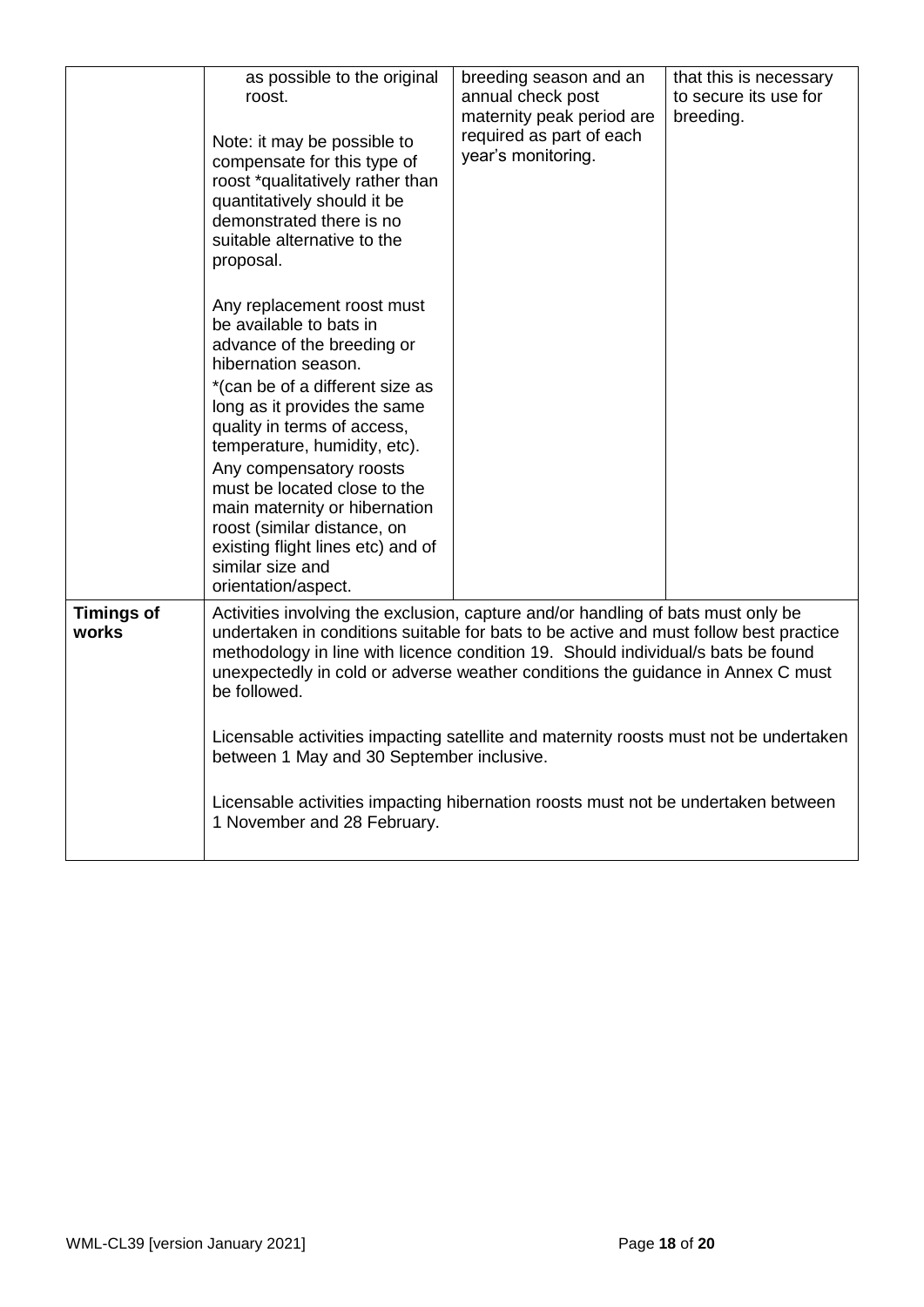| | | | |
|---|---|---|---|
| | as possible to the original roost.<br><br>Note: it may be possible to compensate for this type of roost *qualitatively rather than quantitatively should it be demonstrated there is no suitable alternative to the proposal.<br><br>Any replacement roost must be available to bats in advance of the breeding or hibernation season.<br>*(can be of a different size as long as it provides the same quality in terms of access, temperature, humidity, etc).<br>Any compensatory roosts must be located close to the main maternity or hibernation roost (similar distance, on existing flight lines etc) and of similar size and orientation/aspect. | breeding season and an annual check post maternity peak period are required as part of each year's monitoring. | that this is necessary to secure its use for breeding. |
| **Timings of works** | Activities involving the exclusion, capture and/or handling of bats must only be undertaken in conditions suitable for bats to be active and must follow best practice methodology in line with licence condition 19. Should individual/s bats be found unexpectedly in cold or adverse weather conditions the guidance in Annex C must be followed.<br><br>Licensable activities impacting satellite and maternity roosts must not be undertaken between 1 May and 30 September inclusive.<br><br>Licensable activities impacting hibernation roosts must not be undertaken between 1 November and 28 February. | | |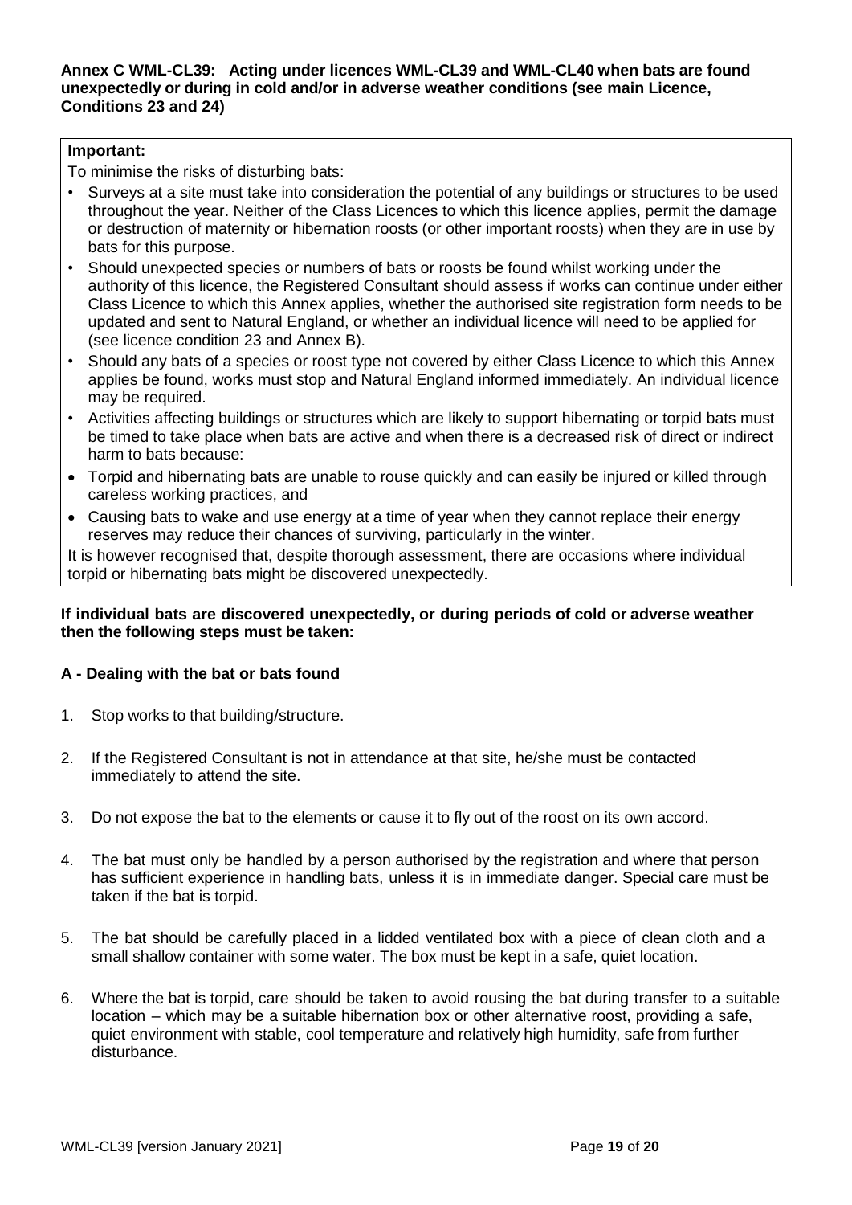**Annex C WML-CL39: Acting under licences WML-CL39 and WML-CL40 when bats are found unexpectedly or during in cold and/or in adverse weather conditions (see main Licence, Conditions 23 and 24)**

**Important:**

To minimise the risks of disturbing bats:

- Surveys at a site must take into consideration the potential of any buildings or structures to be used throughout the year. Neither of the Class Licences to which this licence applies, permit the damage or destruction of maternity or hibernation roosts (or other important roosts) when they are in use by bats for this purpose.
- Should unexpected species or numbers of bats or roosts be found whilst working under the authority of this licence, the Registered Consultant should assess if works can continue under either Class Licence to which this Annex applies, whether the authorised site registration form needs to be updated and sent to Natural England, or whether an individual licence will need to be applied for (see licence condition 23 and Annex B).
- Should any bats of a species or roost type not covered by either Class Licence to which this Annex applies be found, works must stop and Natural England informed immediately. An individual licence may be required.
- Activities affecting buildings or structures which are likely to support hibernating or torpid bats must be timed to take place when bats are active and when there is a decreased risk of direct or indirect harm to bats because:
- Torpid and hibernating bats are unable to rouse quickly and can easily be injured or killed through careless working practices, and
- Causing bats to wake and use energy at a time of year when they cannot replace their energy reserves may reduce their chances of surviving, particularly in the winter.

It is however recognised that, despite thorough assessment, there are occasions where individual torpid or hibernating bats might be discovered unexpectedly.

**If individual bats are discovered unexpectedly, or during periods of cold or adverse weather then the following steps must be taken:**

**A - Dealing with the bat or bats found**

1. Stop works to that building/structure.
2. If the Registered Consultant is not in attendance at that site, he/she must be contacted immediately to attend the site.
3. Do not expose the bat to the elements or cause it to fly out of the roost on its own accord.
4. The bat must only be handled by a person authorised by the registration and where that person has sufficient experience in handling bats, unless it is in immediate danger. Special care must be taken if the bat is torpid.
5. The bat should be carefully placed in a lidded ventilated box with a piece of clean cloth and a small shallow container with some water. The box must be kept in a safe, quiet location.
6. Where the bat is torpid, care should be taken to avoid rousing the bat during transfer to a suitable location – which may be a suitable hibernation box or other alternative roost, providing a safe, quiet environment with stable, cool temperature and relatively high humidity, safe from further disturbance.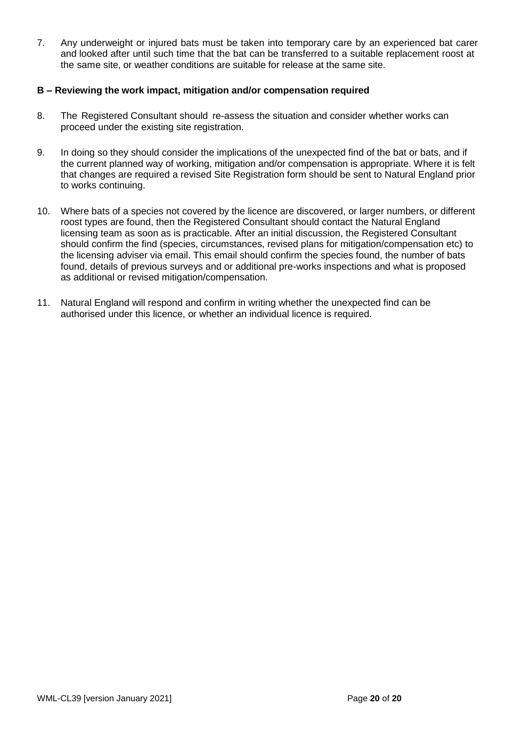7. Any underweight or injured bats must be taken into temporary care by an experienced bat carer and looked after until such time that the bat can be transferred to a suitable replacement roost at the same site, or weather conditions are suitable for release at the same site.

**B – Reviewing the work impact, mitigation and/or compensation required**

8. The Registered Consultant should re-assess the situation and consider whether works can proceed under the existing site registration.

9. In doing so they should consider the implications of the unexpected find of the bat or bats, and if the current planned way of working, mitigation and/or compensation is appropriate. Where it is felt that changes are required a revised Site Registration form should be sent to Natural England prior to works continuing.

10. Where bats of a species not covered by the licence are discovered, or larger numbers, or different roost types are found, then the Registered Consultant should contact the Natural England licensing team as soon as is practicable. After an initial discussion, the Registered Consultant should confirm the find (species, circumstances, revised plans for mitigation/compensation etc) to the licensing adviser via email. This email should confirm the species found, the number of bats found, details of previous surveys and or additional pre-works inspections and what is proposed as additional or revised mitigation/compensation.

11. Natural England will respond and confirm in writing whether the unexpected find can be authorised under this licence, or whether an individual licence is required.